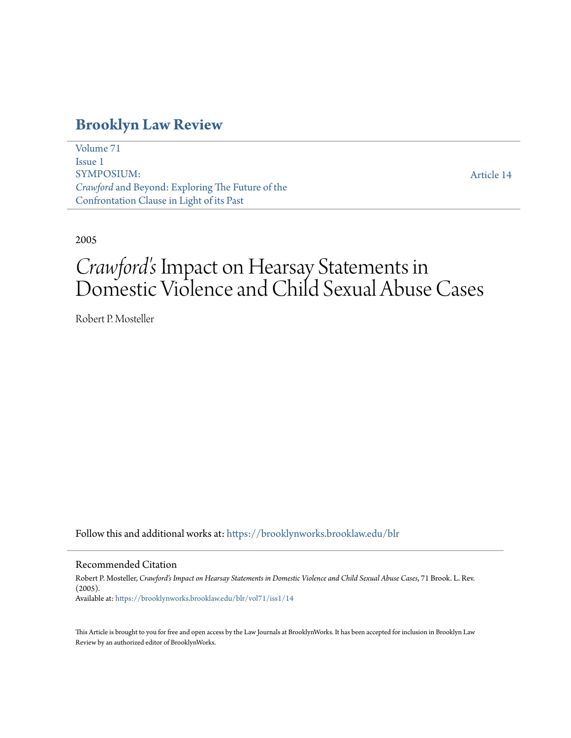# Brooklyn Law Review

Volume 71
Issue 1
SYMPOSIUM:
*Crawford* and Beyond: Exploring The Future of the Confrontation Clause in Light of its Past

Article 14

2005

# *Crawford's* Impact on Hearsay Statements in Domestic Violence and Child Sexual Abuse Cases

Robert P. Mosteller

Follow this and additional works at: https://brooklynworks.brooklaw.edu/blr

## Recommended Citation

Robert P. Mosteller, *Crawford's Impact on Hearsay Statements in Domestic Violence and Child Sexual Abuse Cases*, 71 Brook. L. Rev. (2005).
Available at: https://brooklynworks.brooklaw.edu/blr/vol71/iss1/14

This Article is brought to you for free and open access by the Law Journals at BrooklynWorks. It has been accepted for inclusion in Brooklyn Law Review by an authorized editor of BrooklynWorks.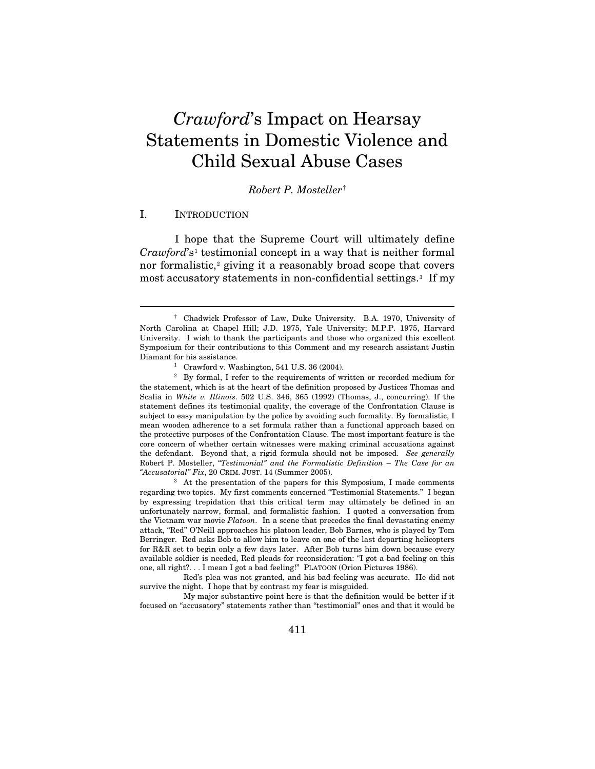# *Crawford*'s Impact on Hearsay Statements in Domestic Violence and Child Sexual Abuse Cases

*Robert P. Mosteller*[†]

## I. INTRODUCTION

I hope that the Supreme Court will ultimately define *Crawford*'s[1] testimonial concept in a way that is neither formal nor formalistic,[2] giving it a reasonably broad scope that covers most accusatory statements in non-confidential settings.[3] If my

---

[†] Chadwick Professor of Law, Duke University. B.A. 1970, University of North Carolina at Chapel Hill; J.D. 1975, Yale University; M.P.P. 1975, Harvard University. I wish to thank the participants and those who organized this excellent Symposium for their contributions to this Comment and my research assistant Justin Diamant for his assistance.

[1] Crawford v. Washington, 541 U.S. 36 (2004).

[2] By formal, I refer to the requirements of written or recorded medium for the statement, which is at the heart of the definition proposed by Justices Thomas and Scalia in *White v. Illinois*. 502 U.S. 346, 365 (1992) (Thomas, J., concurring). If the statement defines its testimonial quality, the coverage of the Confrontation Clause is subject to easy manipulation by the police by avoiding such formality. By formalistic, I mean wooden adherence to a set formula rather than a functional approach based on the protective purposes of the Confrontation Clause. The most important feature is the core concern of whether certain witnesses were making criminal accusations against the defendant. Beyond that, a rigid formula should not be imposed. *See generally* Robert P. Mosteller, *"Testimonial" and the Formalistic Definition – The Case for an "Accusatorial" Fix*, 20 CRIM. JUST. 14 (Summer 2005).

[3] At the presentation of the papers for this Symposium, I made comments regarding two topics. My first comments concerned "Testimonial Statements." I began by expressing trepidation that this critical term may ultimately be defined in an unfortunately narrow, formal, and formalistic fashion. I quoted a conversation from the Vietnam war movie *Platoon*. In a scene that precedes the final devastating enemy attack, "Red" O'Neill approaches his platoon leader, Bob Barnes, who is played by Tom Berringer. Red asks Bob to allow him to leave on one of the last departing helicopters for R&R set to begin only a few days later. After Bob turns him down because every available soldier is needed, Red pleads for reconsideration: "I got a bad feeling on this one, all right?. . . I mean I got a bad feeling!" PLATOON (Orion Pictures 1986).

Red's plea was not granted, and his bad feeling was accurate. He did not survive the night. I hope that by contrast my fear is misguided.

My major substantive point here is that the definition would be better if it focused on "accusatory" statements rather than "testimonial" ones and that it would be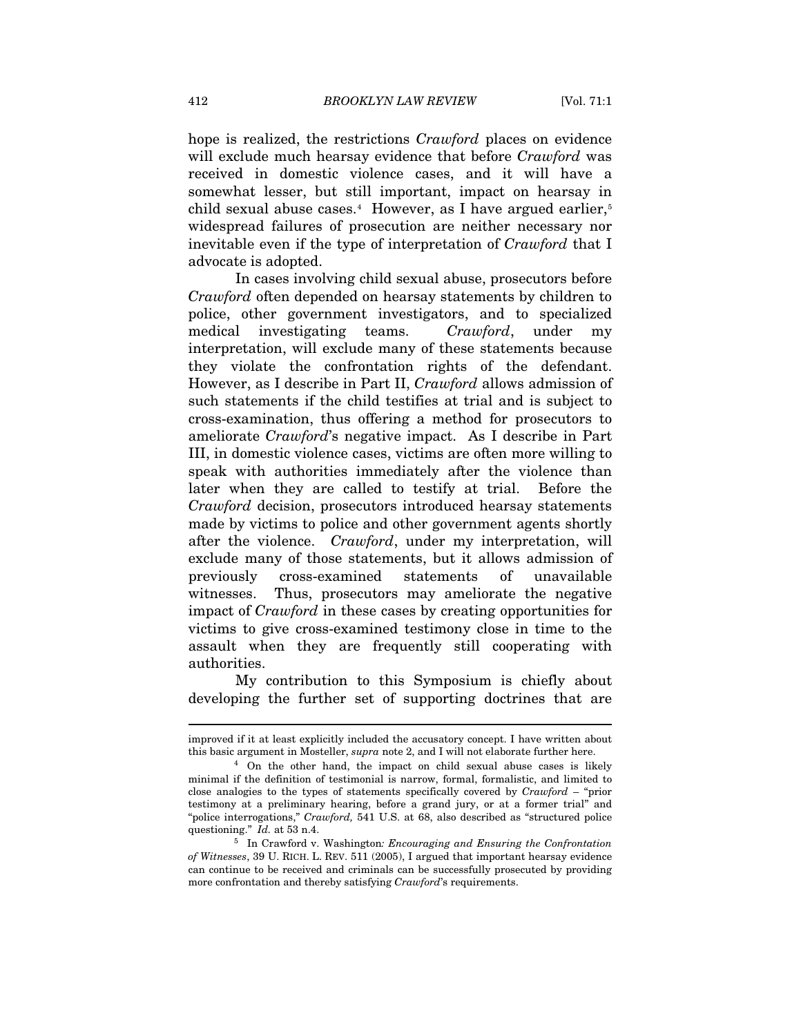hope is realized, the restrictions *Crawford* places on evidence will exclude much hearsay evidence that before *Crawford* was received in domestic violence cases, and it will have a somewhat lesser, but still important, impact on hearsay in child sexual abuse cases.[4] However, as I have argued earlier,[5] widespread failures of prosecution are neither necessary nor inevitable even if the type of interpretation of *Crawford* that I advocate is adopted.

In cases involving child sexual abuse, prosecutors before *Crawford* often depended on hearsay statements by children to police, other government investigators, and to specialized medical investigating teams. *Crawford*, under my interpretation, will exclude many of these statements because they violate the confrontation rights of the defendant. However, as I describe in Part II, *Crawford* allows admission of such statements if the child testifies at trial and is subject to cross-examination, thus offering a method for prosecutors to ameliorate *Crawford*'s negative impact. As I describe in Part III, in domestic violence cases, victims are often more willing to speak with authorities immediately after the violence than later when they are called to testify at trial. Before the *Crawford* decision, prosecutors introduced hearsay statements made by victims to police and other government agents shortly after the violence. *Crawford*, under my interpretation, will exclude many of those statements, but it allows admission of previously cross-examined statements of unavailable witnesses. Thus, prosecutors may ameliorate the negative impact of *Crawford* in these cases by creating opportunities for victims to give cross-examined testimony close in time to the assault when they are frequently still cooperating with authorities.

My contribution to this Symposium is chiefly about developing the further set of supporting doctrines that are

---

improved if it at least explicitly included the accusatory concept. I have written about this basic argument in Mosteller, *supra* note 2, and I will not elaborate further here.

[4] On the other hand, the impact on child sexual abuse cases is likely minimal if the definition of testimonial is narrow, formal, formalistic, and limited to close analogies to the types of statements specifically covered by *Crawford* – "prior testimony at a preliminary hearing, before a grand jury, or at a former trial" and "police interrogations," *Crawford,* 541 U.S. at 68, also described as "structured police questioning." *Id.* at 53 n.4.

[5] In Crawford v. Washington*: Encouraging and Ensuring the Confrontation of Witnesses*, 39 U. RICH. L. REV. 511 (2005), I argued that important hearsay evidence can continue to be received and criminals can be successfully prosecuted by providing more confrontation and thereby satisfying *Crawford*'s requirements.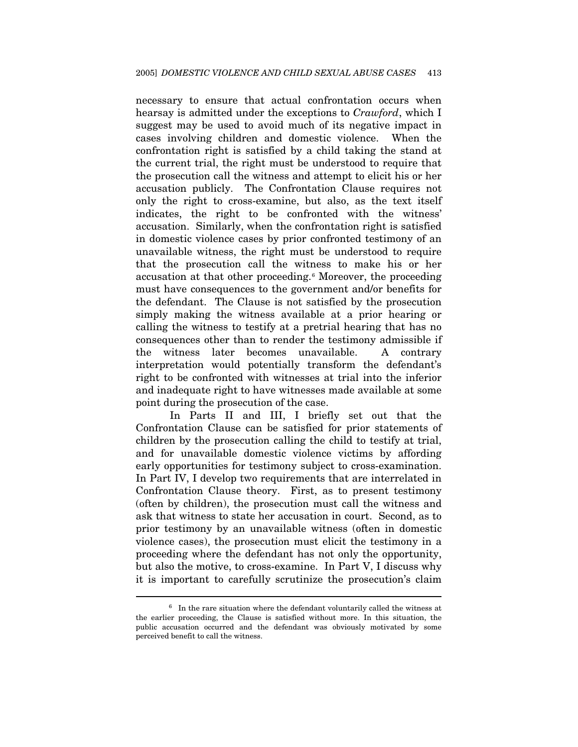necessary to ensure that actual confrontation occurs when hearsay is admitted under the exceptions to *Crawford*, which I suggest may be used to avoid much of its negative impact in cases involving children and domestic violence. When the confrontation right is satisfied by a child taking the stand at the current trial, the right must be understood to require that the prosecution call the witness and attempt to elicit his or her accusation publicly. The Confrontation Clause requires not only the right to cross-examine, but also, as the text itself indicates, the right to be confronted with the witness' accusation. Similarly, when the confrontation right is satisfied in domestic violence cases by prior confronted testimony of an unavailable witness, the right must be understood to require that the prosecution call the witness to make his or her accusation at that other proceeding.[6] Moreover, the proceeding must have consequences to the government and/or benefits for the defendant. The Clause is not satisfied by the prosecution simply making the witness available at a prior hearing or calling the witness to testify at a pretrial hearing that has no consequences other than to render the testimony admissible if the witness later becomes unavailable. A contrary interpretation would potentially transform the defendant's right to be confronted with witnesses at trial into the inferior and inadequate right to have witnesses made available at some point during the prosecution of the case.

In Parts II and III, I briefly set out that the Confrontation Clause can be satisfied for prior statements of children by the prosecution calling the child to testify at trial, and for unavailable domestic violence victims by affording early opportunities for testimony subject to cross-examination. In Part IV, I develop two requirements that are interrelated in Confrontation Clause theory. First, as to present testimony (often by children), the prosecution must call the witness and ask that witness to state her accusation in court. Second, as to prior testimony by an unavailable witness (often in domestic violence cases), the prosecution must elicit the testimony in a proceeding where the defendant has not only the opportunity, but also the motive, to cross-examine. In Part V, I discuss why it is important to carefully scrutinize the prosecution's claim

---

[6] In the rare situation where the defendant voluntarily called the witness at the earlier proceeding, the Clause is satisfied without more. In this situation, the public accusation occurred and the defendant was obviously motivated by some perceived benefit to call the witness.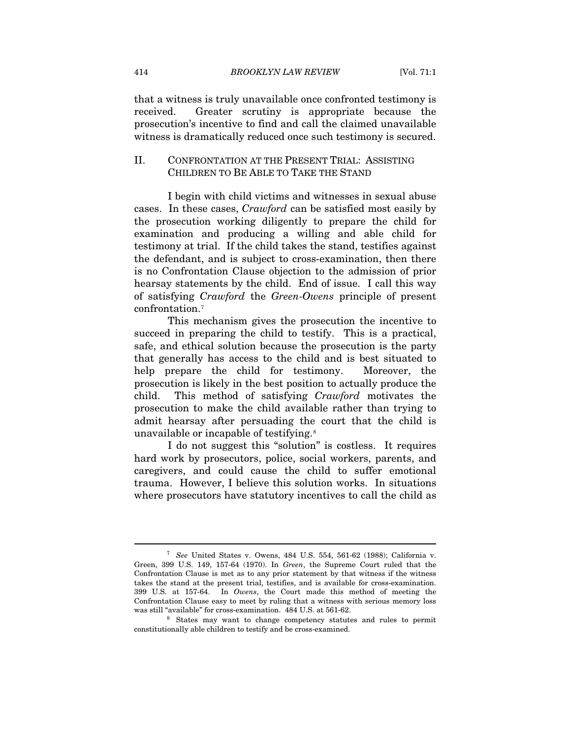that a witness is truly unavailable once confronted testimony is received. Greater scrutiny is appropriate because the prosecution's incentive to find and call the claimed unavailable witness is dramatically reduced once such testimony is secured.

## II. CONFRONTATION AT THE PRESENT TRIAL: ASSISTING CHILDREN TO BE ABLE TO TAKE THE STAND

I begin with child victims and witnesses in sexual abuse cases. In these cases, *Crawford* can be satisfied most easily by the prosecution working diligently to prepare the child for examination and producing a willing and able child for testimony at trial. If the child takes the stand, testifies against the defendant, and is subject to cross-examination, then there is no Confrontation Clause objection to the admission of prior hearsay statements by the child. End of issue. I call this way of satisfying *Crawford* the *Green-Owens* principle of present confrontation.[7]

This mechanism gives the prosecution the incentive to succeed in preparing the child to testify. This is a practical, safe, and ethical solution because the prosecution is the party that generally has access to the child and is best situated to help prepare the child for testimony. Moreover, the prosecution is likely in the best position to actually produce the child. This method of satisfying *Crawford* motivates the prosecution to make the child available rather than trying to admit hearsay after persuading the court that the child is unavailable or incapable of testifying.[8]

I do not suggest this "solution" is costless. It requires hard work by prosecutors, police, social workers, parents, and caregivers, and could cause the child to suffer emotional trauma. However, I believe this solution works. In situations where prosecutors have statutory incentives to call the child as

---

[7] *See* United States v. Owens, 484 U.S. 554, 561-62 (1988); California v. Green, 399 U.S. 149, 157-64 (1970). In *Green*, the Supreme Court ruled that the Confrontation Clause is met as to any prior statement by that witness if the witness takes the stand at the present trial, testifies, and is available for cross-examination. 399 U.S. at 157-64. In *Owens*, the Court made this method of meeting the Confrontation Clause easy to meet by ruling that a witness with serious memory loss was still "available" for cross-examination. 484 U.S. at 561-62.

[8] States may want to change competency statutes and rules to permit constitutionally able children to testify and be cross-examined.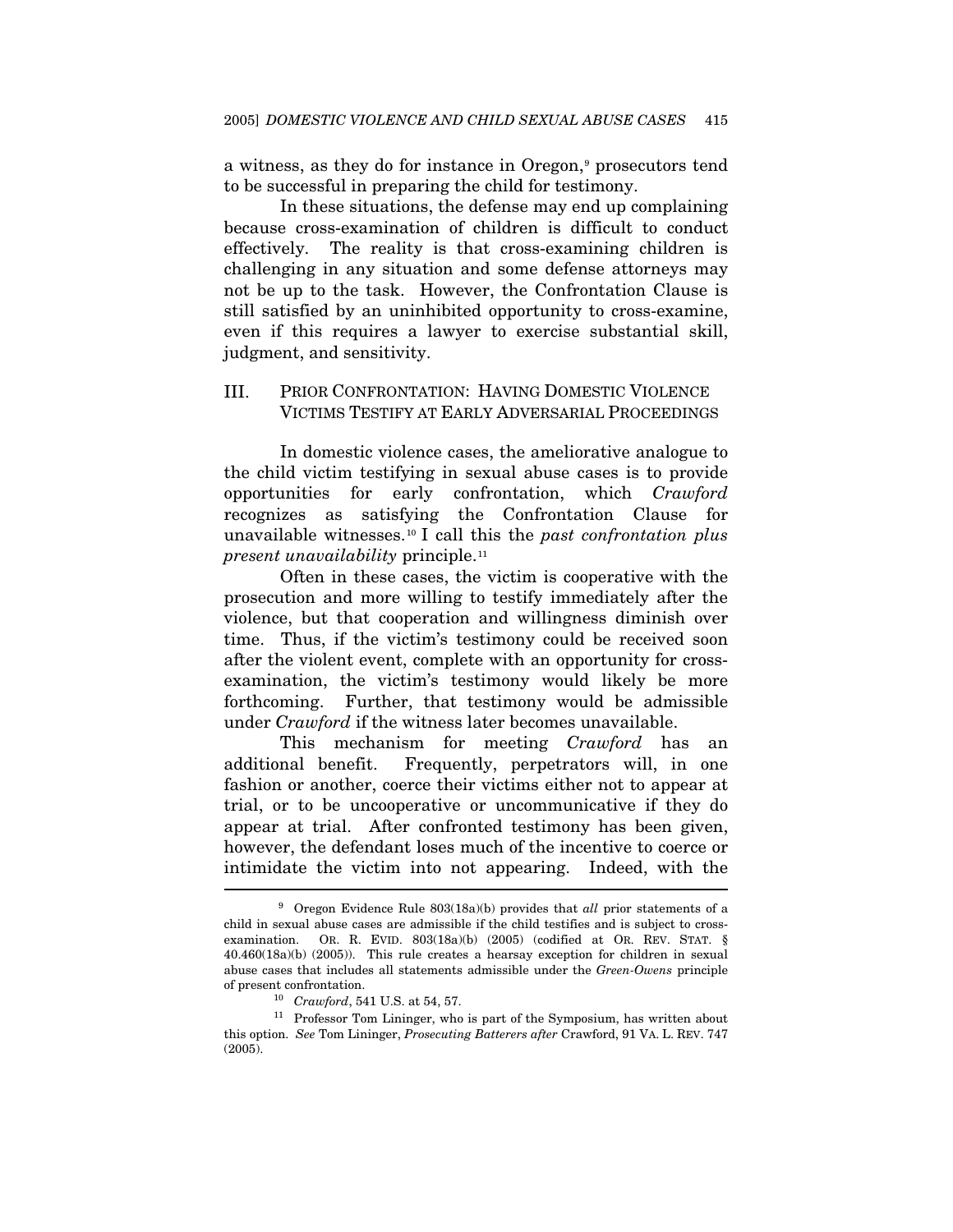a witness, as they do for instance in Oregon,[9] prosecutors tend to be successful in preparing the child for testimony.

In these situations, the defense may end up complaining because cross-examination of children is difficult to conduct effectively. The reality is that cross-examining children is challenging in any situation and some defense attorneys may not be up to the task. However, the Confrontation Clause is still satisfied by an uninhibited opportunity to cross-examine, even if this requires a lawyer to exercise substantial skill, judgment, and sensitivity.

## III. PRIOR CONFRONTATION: HAVING DOMESTIC VIOLENCE VICTIMS TESTIFY AT EARLY ADVERSARIAL PROCEEDINGS

In domestic violence cases, the ameliorative analogue to the child victim testifying in sexual abuse cases is to provide opportunities for early confrontation, which *Crawford* recognizes as satisfying the Confrontation Clause for unavailable witnesses.[10] I call this the *past confrontation plus present unavailability* principle.[11]

Often in these cases, the victim is cooperative with the prosecution and more willing to testify immediately after the violence, but that cooperation and willingness diminish over time. Thus, if the victim's testimony could be received soon after the violent event, complete with an opportunity for cross-examination, the victim's testimony would likely be more forthcoming. Further, that testimony would be admissible under *Crawford* if the witness later becomes unavailable.

This mechanism for meeting *Crawford* has an additional benefit. Frequently, perpetrators will, in one fashion or another, coerce their victims either not to appear at trial, or to be uncooperative or uncommunicative if they do appear at trial. After confronted testimony has been given, however, the defendant loses much of the incentive to coerce or intimidate the victim into not appearing. Indeed, with the

---

[9] Oregon Evidence Rule 803(18a)(b) provides that *all* prior statements of a child in sexual abuse cases are admissible if the child testifies and is subject to cross-examination. OR. R. EVID. 803(18a)(b) (2005) (codified at OR. REV. STAT. § 40.460(18a)(b) (2005)). This rule creates a hearsay exception for children in sexual abuse cases that includes all statements admissible under the *Green-Owens* principle of present confrontation.

[10] *Crawford*, 541 U.S. at 54, 57.

[11] Professor Tom Lininger, who is part of the Symposium, has written about this option. *See* Tom Lininger, *Prosecuting Batterers after* Crawford, 91 VA. L. REV. 747 (2005).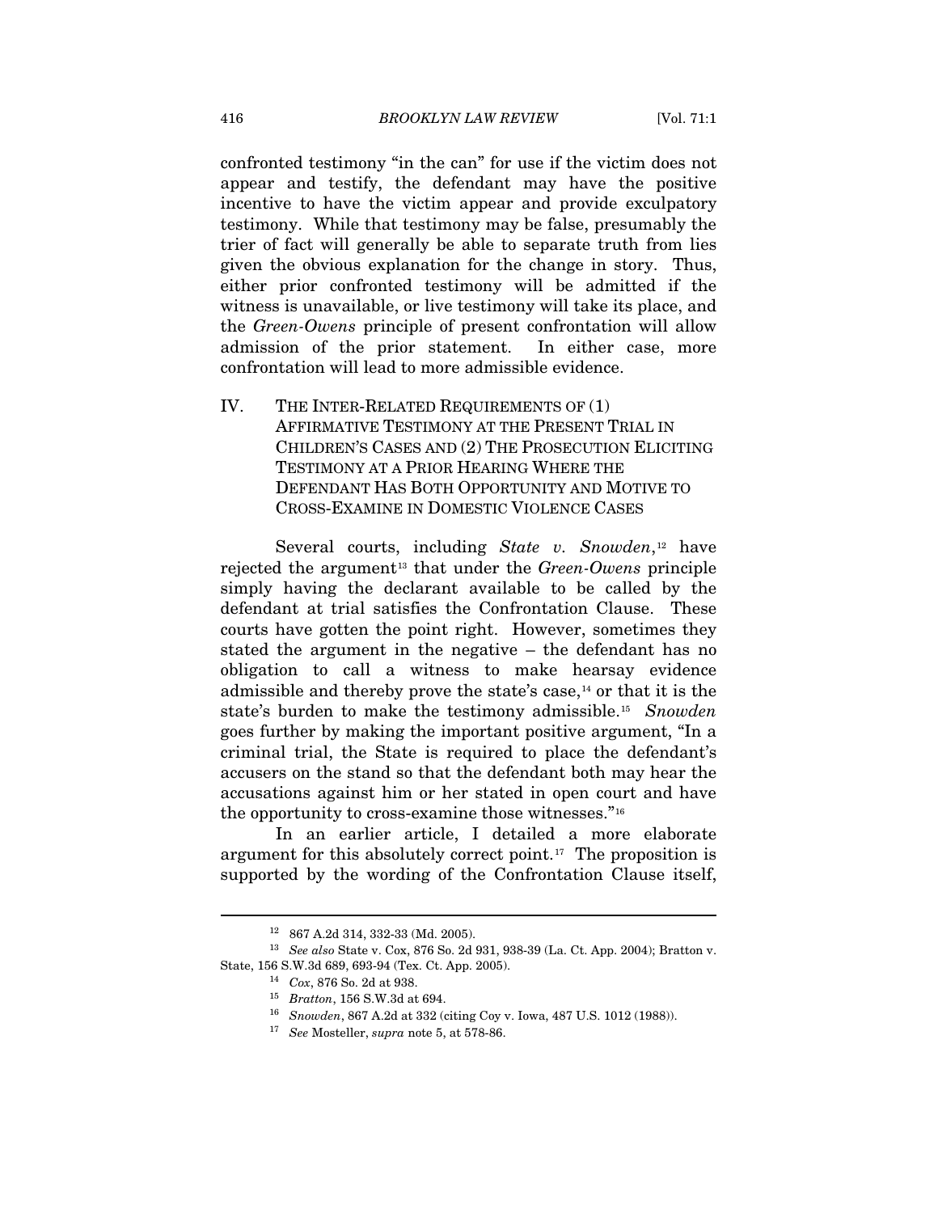confronted testimony "in the can" for use if the victim does not appear and testify, the defendant may have the positive incentive to have the victim appear and provide exculpatory testimony. While that testimony may be false, presumably the trier of fact will generally be able to separate truth from lies given the obvious explanation for the change in story. Thus, either prior confronted testimony will be admitted if the witness is unavailable, or live testimony will take its place, and the *Green-Owens* principle of present confrontation will allow admission of the prior statement. In either case, more confrontation will lead to more admissible evidence.

## IV. THE INTER-RELATED REQUIREMENTS OF (1) AFFIRMATIVE TESTIMONY AT THE PRESENT TRIAL IN CHILDREN'S CASES AND (2) THE PROSECUTION ELICITING TESTIMONY AT A PRIOR HEARING WHERE THE DEFENDANT HAS BOTH OPPORTUNITY AND MOTIVE TO CROSS-EXAMINE IN DOMESTIC VIOLENCE CASES

Several courts, including *State v. Snowden*,[12] have rejected the argument[13] that under the *Green-Owens* principle simply having the declarant available to be called by the defendant at trial satisfies the Confrontation Clause. These courts have gotten the point right. However, sometimes they stated the argument in the negative – the defendant has no obligation to call a witness to make hearsay evidence admissible and thereby prove the state's case,[14] or that it is the state's burden to make the testimony admissible.[15] *Snowden* goes further by making the important positive argument, "In a criminal trial, the State is required to place the defendant's accusers on the stand so that the defendant both may hear the accusations against him or her stated in open court and have the opportunity to cross-examine those witnesses."[16]

In an earlier article, I detailed a more elaborate argument for this absolutely correct point.[17] The proposition is supported by the wording of the Confrontation Clause itself,

---

[12] 867 A.2d 314, 332-33 (Md. 2005).

[13] *See also* State v. Cox, 876 So. 2d 931, 938-39 (La. Ct. App. 2004); Bratton v. State, 156 S.W.3d 689, 693-94 (Tex. Ct. App. 2005).

[14] *Cox*, 876 So. 2d at 938.

[15] *Bratton*, 156 S.W.3d at 694.

[16] *Snowden*, 867 A.2d at 332 (citing Coy v. Iowa, 487 U.S. 1012 (1988)).

[17] *See* Mosteller, *supra* note 5, at 578-86.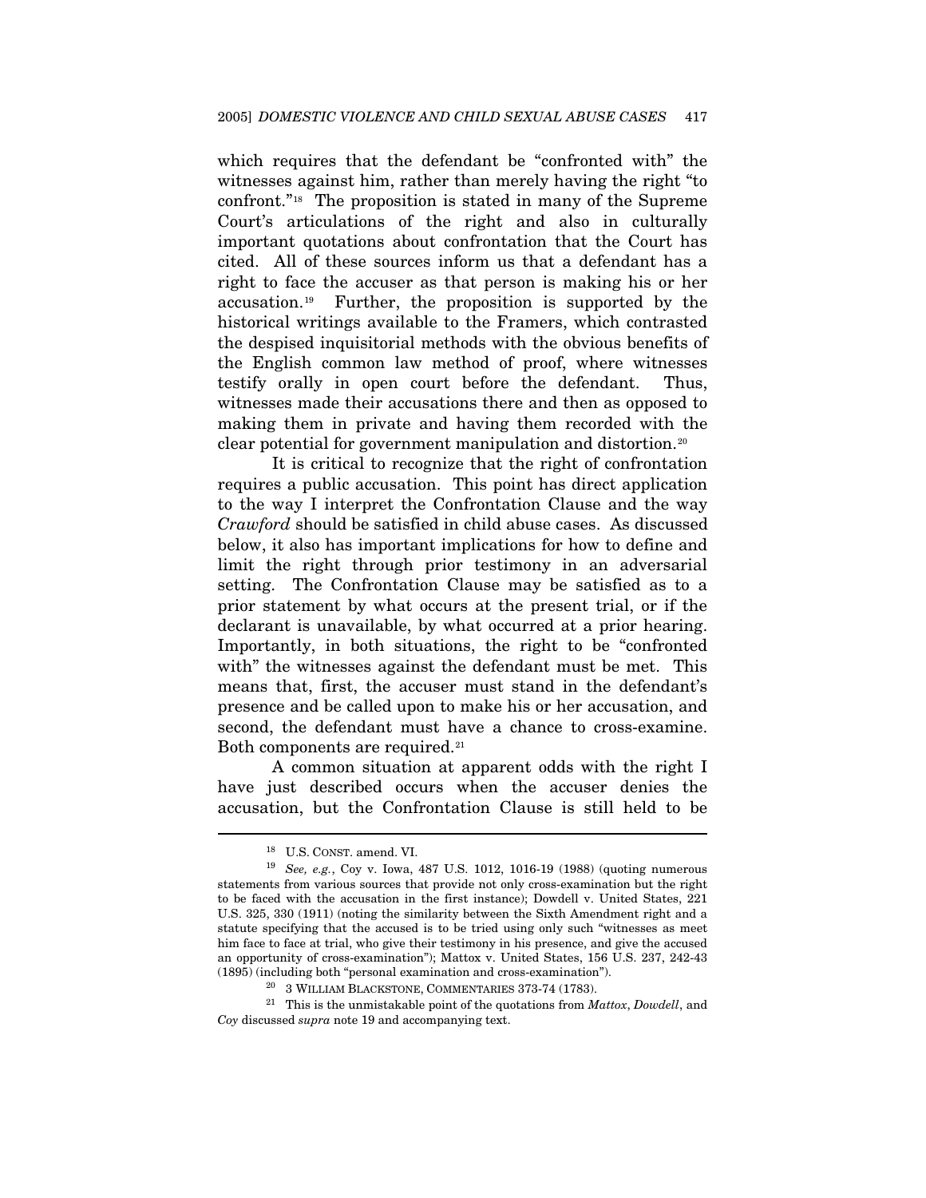which requires that the defendant be "confronted with" the witnesses against him, rather than merely having the right "to confront."[18] The proposition is stated in many of the Supreme Court's articulations of the right and also in culturally important quotations about confrontation that the Court has cited. All of these sources inform us that a defendant has a right to face the accuser as that person is making his or her accusation.[19] Further, the proposition is supported by the historical writings available to the Framers, which contrasted the despised inquisitorial methods with the obvious benefits of the English common law method of proof, where witnesses testify orally in open court before the defendant. Thus, witnesses made their accusations there and then as opposed to making them in private and having them recorded with the clear potential for government manipulation and distortion.[20]

It is critical to recognize that the right of confrontation requires a public accusation. This point has direct application to the way I interpret the Confrontation Clause and the way *Crawford* should be satisfied in child abuse cases. As discussed below, it also has important implications for how to define and limit the right through prior testimony in an adversarial setting. The Confrontation Clause may be satisfied as to a prior statement by what occurs at the present trial, or if the declarant is unavailable, by what occurred at a prior hearing. Importantly, in both situations, the right to be "confronted with" the witnesses against the defendant must be met. This means that, first, the accuser must stand in the defendant's presence and be called upon to make his or her accusation, and second, the defendant must have a chance to cross-examine. Both components are required.[21]

A common situation at apparent odds with the right I have just described occurs when the accuser denies the accusation, but the Confrontation Clause is still held to be

---

[18] U.S. CONST. amend. VI.

[19] *See, e.g.*, Coy v. Iowa, 487 U.S. 1012, 1016-19 (1988) (quoting numerous statements from various sources that provide not only cross-examination but the right to be faced with the accusation in the first instance); Dowdell v. United States, 221 U.S. 325, 330 (1911) (noting the similarity between the Sixth Amendment right and a statute specifying that the accused is to be tried using only such "witnesses as meet him face to face at trial, who give their testimony in his presence, and give the accused an opportunity of cross-examination"); Mattox v. United States, 156 U.S. 237, 242-43 (1895) (including both "personal examination and cross-examination").

[20] 3 WILLIAM BLACKSTONE, COMMENTARIES 373-74 (1783).

[21] This is the unmistakable point of the quotations from *Mattox*, *Dowdell*, and *Coy* discussed *supra* note 19 and accompanying text.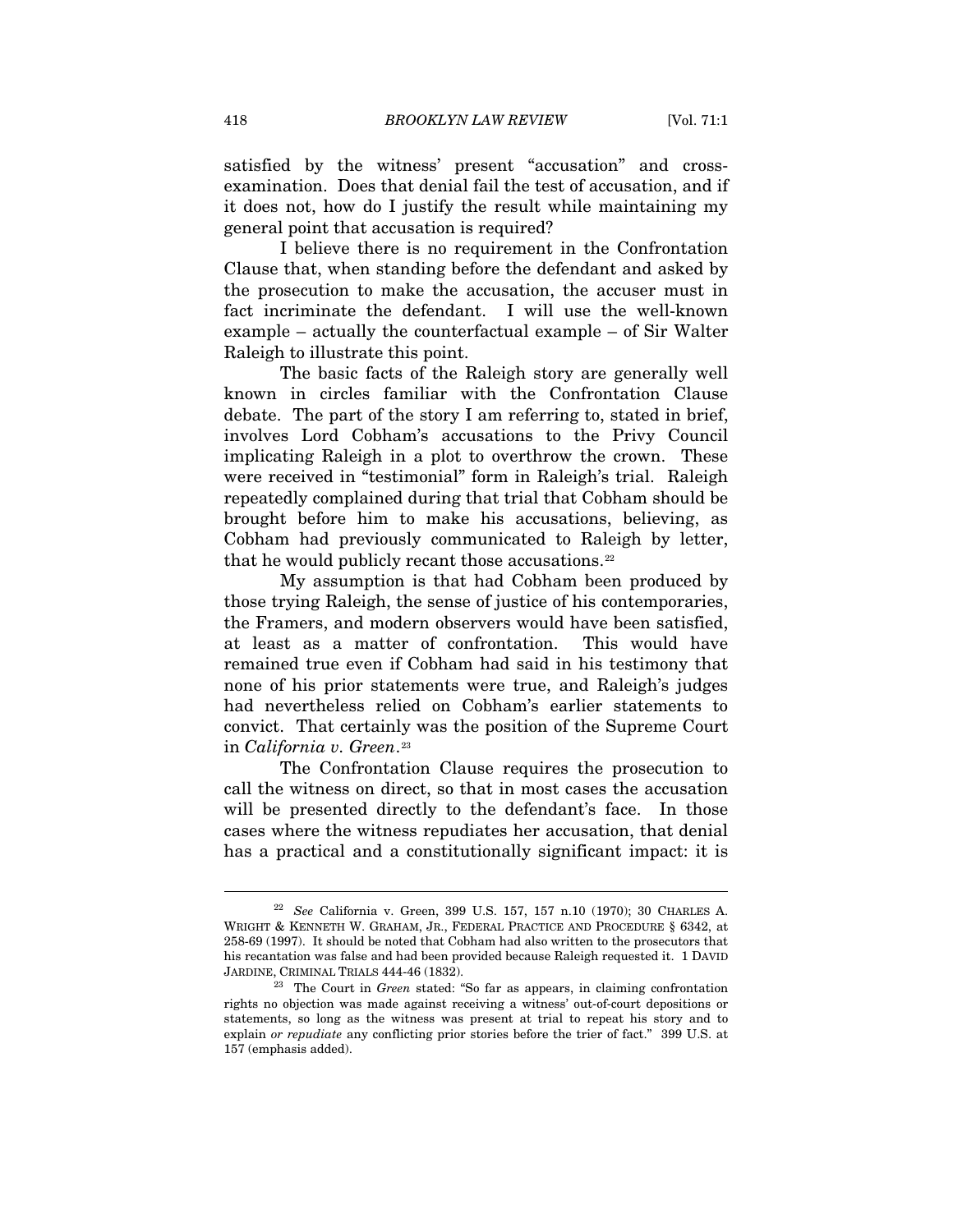satisfied by the witness' present "accusation" and cross-examination. Does that denial fail the test of accusation, and if it does not, how do I justify the result while maintaining my general point that accusation is required?

I believe there is no requirement in the Confrontation Clause that, when standing before the defendant and asked by the prosecution to make the accusation, the accuser must in fact incriminate the defendant. I will use the well-known example – actually the counterfactual example – of Sir Walter Raleigh to illustrate this point.

The basic facts of the Raleigh story are generally well known in circles familiar with the Confrontation Clause debate. The part of the story I am referring to, stated in brief, involves Lord Cobham's accusations to the Privy Council implicating Raleigh in a plot to overthrow the crown. These were received in "testimonial" form in Raleigh's trial. Raleigh repeatedly complained during that trial that Cobham should be brought before him to make his accusations, believing, as Cobham had previously communicated to Raleigh by letter, that he would publicly recant those accusations.[22]

My assumption is that had Cobham been produced by those trying Raleigh, the sense of justice of his contemporaries, the Framers, and modern observers would have been satisfied, at least as a matter of confrontation. This would have remained true even if Cobham had said in his testimony that none of his prior statements were true, and Raleigh's judges had nevertheless relied on Cobham's earlier statements to convict. That certainly was the position of the Supreme Court in *California v. Green*.[23]

The Confrontation Clause requires the prosecution to call the witness on direct, so that in most cases the accusation will be presented directly to the defendant's face. In those cases where the witness repudiates her accusation, that denial has a practical and a constitutionally significant impact: it is

---

[22] *See* California v. Green, 399 U.S. 157, 157 n.10 (1970); 30 CHARLES A. WRIGHT & KENNETH W. GRAHAM, JR., FEDERAL PRACTICE AND PROCEDURE § 6342, at 258-69 (1997). It should be noted that Cobham had also written to the prosecutors that his recantation was false and had been provided because Raleigh requested it. 1 DAVID JARDINE, CRIMINAL TRIALS 444-46 (1832).

[23] The Court in *Green* stated: "So far as appears, in claiming confrontation rights no objection was made against receiving a witness' out-of-court depositions or statements, so long as the witness was present at trial to repeat his story and to explain *or repudiate* any conflicting prior stories before the trier of fact." 399 U.S. at 157 (emphasis added).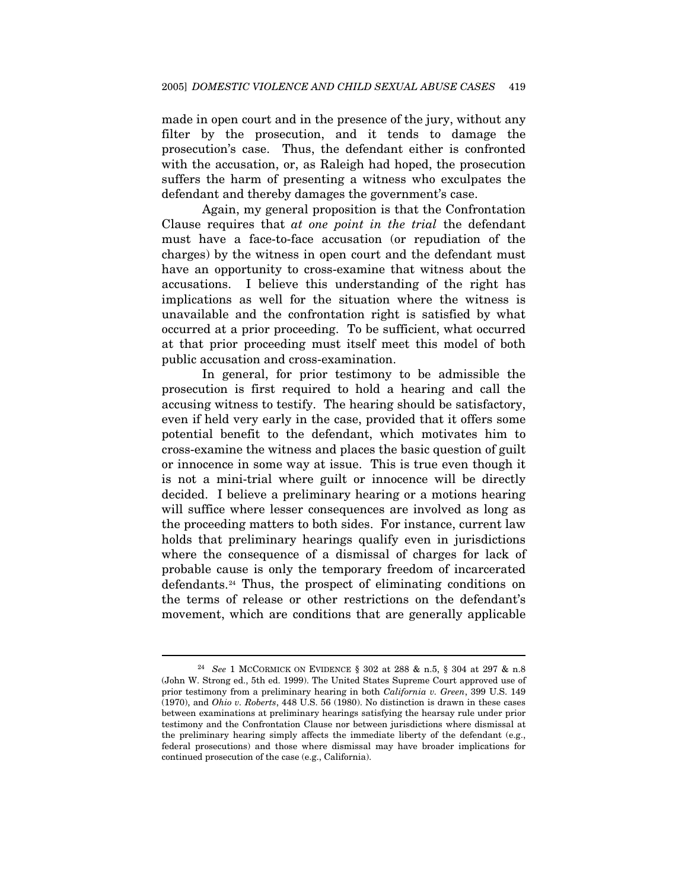made in open court and in the presence of the jury, without any filter by the prosecution, and it tends to damage the prosecution's case. Thus, the defendant either is confronted with the accusation, or, as Raleigh had hoped, the prosecution suffers the harm of presenting a witness who exculpates the defendant and thereby damages the government's case.

Again, my general proposition is that the Confrontation Clause requires that *at one point in the trial* the defendant must have a face-to-face accusation (or repudiation of the charges) by the witness in open court and the defendant must have an opportunity to cross-examine that witness about the accusations. I believe this understanding of the right has implications as well for the situation where the witness is unavailable and the confrontation right is satisfied by what occurred at a prior proceeding. To be sufficient, what occurred at that prior proceeding must itself meet this model of both public accusation and cross-examination.

In general, for prior testimony to be admissible the prosecution is first required to hold a hearing and call the accusing witness to testify. The hearing should be satisfactory, even if held very early in the case, provided that it offers some potential benefit to the defendant, which motivates him to cross-examine the witness and places the basic question of guilt or innocence in some way at issue. This is true even though it is not a mini-trial where guilt or innocence will be directly decided. I believe a preliminary hearing or a motions hearing will suffice where lesser consequences are involved as long as the proceeding matters to both sides. For instance, current law holds that preliminary hearings qualify even in jurisdictions where the consequence of a dismissal of charges for lack of probable cause is only the temporary freedom of incarcerated defendants.[24] Thus, the prospect of eliminating conditions on the terms of release or other restrictions on the defendant's movement, which are conditions that are generally applicable

---

[24] *See* 1 MCCORMICK ON EVIDENCE § 302 at 288 & n.5, § 304 at 297 & n.8 (John W. Strong ed., 5th ed. 1999). The United States Supreme Court approved use of prior testimony from a preliminary hearing in both *California v. Green*, 399 U.S. 149 (1970), and *Ohio v. Roberts*, 448 U.S. 56 (1980). No distinction is drawn in these cases between examinations at preliminary hearings satisfying the hearsay rule under prior testimony and the Confrontation Clause nor between jurisdictions where dismissal at the preliminary hearing simply affects the immediate liberty of the defendant (e.g., federal prosecutions) and those where dismissal may have broader implications for continued prosecution of the case (e.g., California).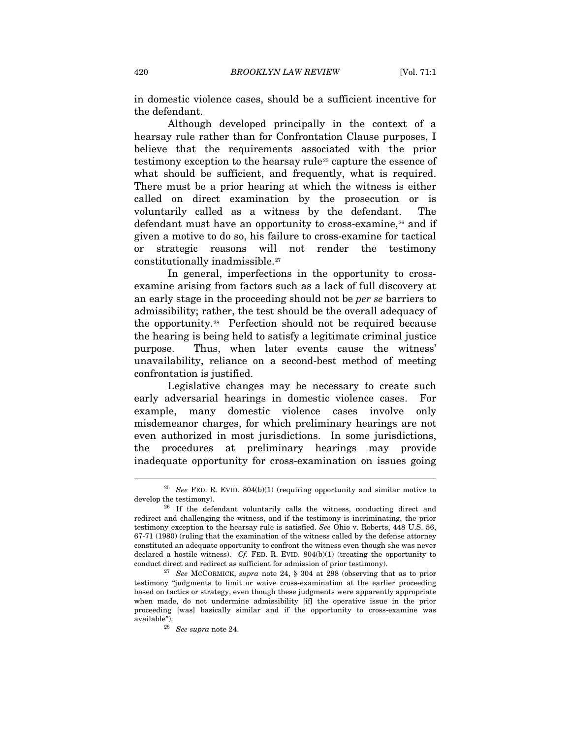in domestic violence cases, should be a sufficient incentive for the defendant.

Although developed principally in the context of a hearsay rule rather than for Confrontation Clause purposes, I believe that the requirements associated with the prior testimony exception to the hearsay rule[25] capture the essence of what should be sufficient, and frequently, what is required. There must be a prior hearing at which the witness is either called on direct examination by the prosecution or is voluntarily called as a witness by the defendant. The defendant must have an opportunity to cross-examine,[26] and if given a motive to do so, his failure to cross-examine for tactical or strategic reasons will not render the testimony constitutionally inadmissible.[27]

In general, imperfections in the opportunity to cross-examine arising from factors such as a lack of full discovery at an early stage in the proceeding should not be *per se* barriers to admissibility; rather, the test should be the overall adequacy of the opportunity.[28] Perfection should not be required because the hearing is being held to satisfy a legitimate criminal justice purpose. Thus, when later events cause the witness' unavailability, reliance on a second-best method of meeting confrontation is justified.

Legislative changes may be necessary to create such early adversarial hearings in domestic violence cases. For example, many domestic violence cases involve only misdemeanor charges, for which preliminary hearings are not even authorized in most jurisdictions. In some jurisdictions, the procedures at preliminary hearings may provide inadequate opportunity for cross-examination on issues going

---

[25] *See* FED. R. EVID. 804(b)(1) (requiring opportunity and similar motive to develop the testimony).

[26] If the defendant voluntarily calls the witness, conducting direct and redirect and challenging the witness, and if the testimony is incriminating, the prior testimony exception to the hearsay rule is satisfied. *See* Ohio v. Roberts, 448 U.S. 56, 67-71 (1980) (ruling that the examination of the witness called by the defense attorney constituted an adequate opportunity to confront the witness even though she was never declared a hostile witness). *Cf.* FED. R. EVID. 804(b)(1) (treating the opportunity to conduct direct and redirect as sufficient for admission of prior testimony).

[27] *See* MCCORMICK, *supra* note 24, § 304 at 298 (observing that as to prior testimony "judgments to limit or waive cross-examination at the earlier proceeding based on tactics or strategy, even though these judgments were apparently appropriate when made, do not undermine admissibility [if] the operative issue in the prior proceeding [was] basically similar and if the opportunity to cross-examine was available").

[28] *See supra* note 24.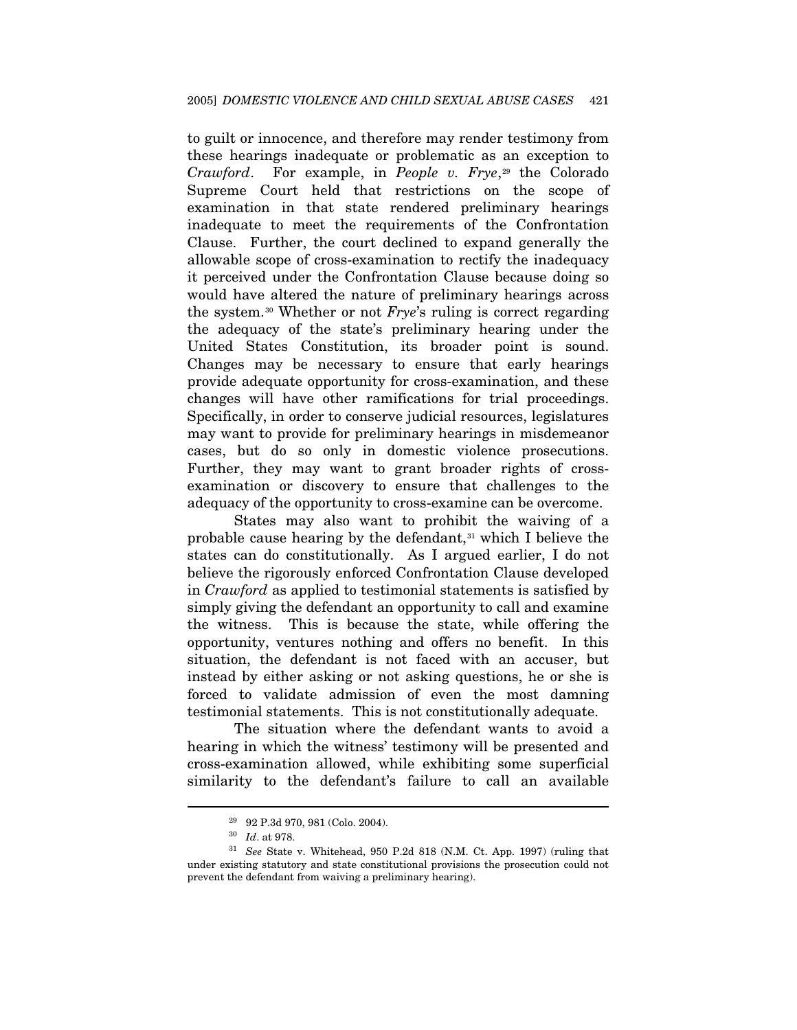to guilt or innocence, and therefore may render testimony from these hearings inadequate or problematic as an exception to *Crawford*. For example, in *People v. Frye*,[29] the Colorado Supreme Court held that restrictions on the scope of examination in that state rendered preliminary hearings inadequate to meet the requirements of the Confrontation Clause. Further, the court declined to expand generally the allowable scope of cross-examination to rectify the inadequacy it perceived under the Confrontation Clause because doing so would have altered the nature of preliminary hearings across the system.[30] Whether or not *Frye*'s ruling is correct regarding the adequacy of the state's preliminary hearing under the United States Constitution, its broader point is sound. Changes may be necessary to ensure that early hearings provide adequate opportunity for cross-examination, and these changes will have other ramifications for trial proceedings. Specifically, in order to conserve judicial resources, legislatures may want to provide for preliminary hearings in misdemeanor cases, but do so only in domestic violence prosecutions. Further, they may want to grant broader rights of cross-examination or discovery to ensure that challenges to the adequacy of the opportunity to cross-examine can be overcome.

States may also want to prohibit the waiving of a probable cause hearing by the defendant,[31] which I believe the states can do constitutionally. As I argued earlier, I do not believe the rigorously enforced Confrontation Clause developed in *Crawford* as applied to testimonial statements is satisfied by simply giving the defendant an opportunity to call and examine the witness. This is because the state, while offering the opportunity, ventures nothing and offers no benefit. In this situation, the defendant is not faced with an accuser, but instead by either asking or not asking questions, he or she is forced to validate admission of even the most damning testimonial statements. This is not constitutionally adequate.

The situation where the defendant wants to avoid a hearing in which the witness' testimony will be presented and cross-examination allowed, while exhibiting some superficial similarity to the defendant's failure to call an available

---

[29] 92 P.3d 970, 981 (Colo. 2004).

[30] *Id*. at 978.

[31] *See* State v. Whitehead, 950 P.2d 818 (N.M. Ct. App. 1997) (ruling that under existing statutory and state constitutional provisions the prosecution could not prevent the defendant from waiving a preliminary hearing).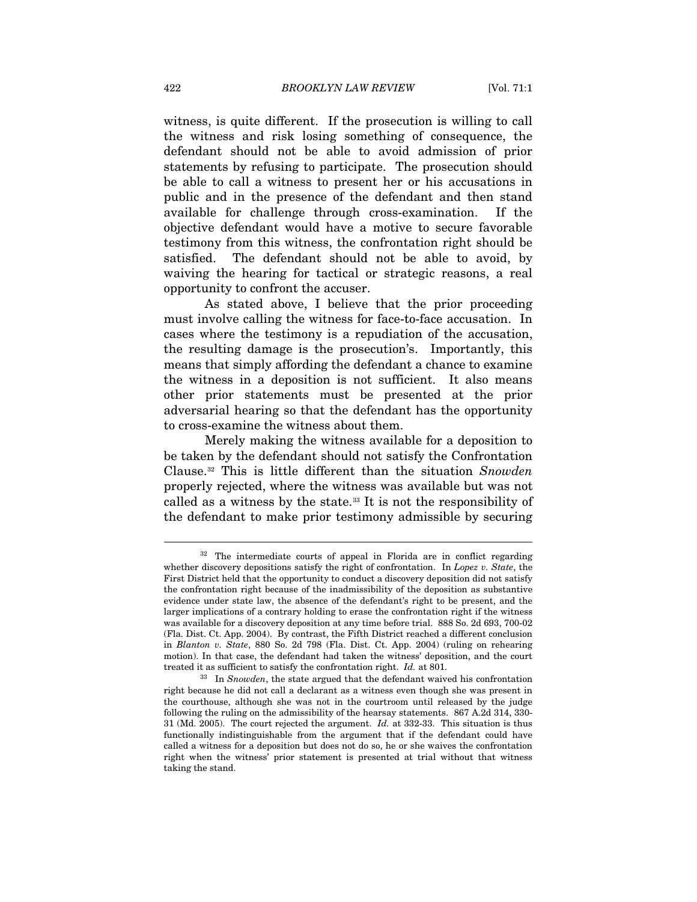witness, is quite different. If the prosecution is willing to call the witness and risk losing something of consequence, the defendant should not be able to avoid admission of prior statements by refusing to participate. The prosecution should be able to call a witness to present her or his accusations in public and in the presence of the defendant and then stand available for challenge through cross-examination. If the objective defendant would have a motive to secure favorable testimony from this witness, the confrontation right should be satisfied. The defendant should not be able to avoid, by waiving the hearing for tactical or strategic reasons, a real opportunity to confront the accuser.

As stated above, I believe that the prior proceeding must involve calling the witness for face-to-face accusation. In cases where the testimony is a repudiation of the accusation, the resulting damage is the prosecution's. Importantly, this means that simply affording the defendant a chance to examine the witness in a deposition is not sufficient. It also means other prior statements must be presented at the prior adversarial hearing so that the defendant has the opportunity to cross-examine the witness about them.

Merely making the witness available for a deposition to be taken by the defendant should not satisfy the Confrontation Clause.[32] This is little different than the situation *Snowden* properly rejected, where the witness was available but was not called as a witness by the state.[33] It is not the responsibility of the defendant to make prior testimony admissible by securing

---

[32] The intermediate courts of appeal in Florida are in conflict regarding whether discovery depositions satisfy the right of confrontation. In *Lopez v. State*, the First District held that the opportunity to conduct a discovery deposition did not satisfy the confrontation right because of the inadmissibility of the deposition as substantive evidence under state law, the absence of the defendant's right to be present, and the larger implications of a contrary holding to erase the confrontation right if the witness was available for a discovery deposition at any time before trial. 888 So. 2d 693, 700-02 (Fla. Dist. Ct. App. 2004). By contrast, the Fifth District reached a different conclusion in *Blanton v. State*, 880 So. 2d 798 (Fla. Dist. Ct. App. 2004) (ruling on rehearing motion). In that case, the defendant had taken the witness' deposition, and the court treated it as sufficient to satisfy the confrontation right. *Id.* at 801.

[33] In *Snowden*, the state argued that the defendant waived his confrontation right because he did not call a declarant as a witness even though she was present in the courthouse, although she was not in the courtroom until released by the judge following the ruling on the admissibility of the hearsay statements. 867 A.2d 314, 330-31 (Md. 2005). The court rejected the argument. *Id.* at 332-33. This situation is thus functionally indistinguishable from the argument that if the defendant could have called a witness for a deposition but does not do so, he or she waives the confrontation right when the witness' prior statement is presented at trial without that witness taking the stand.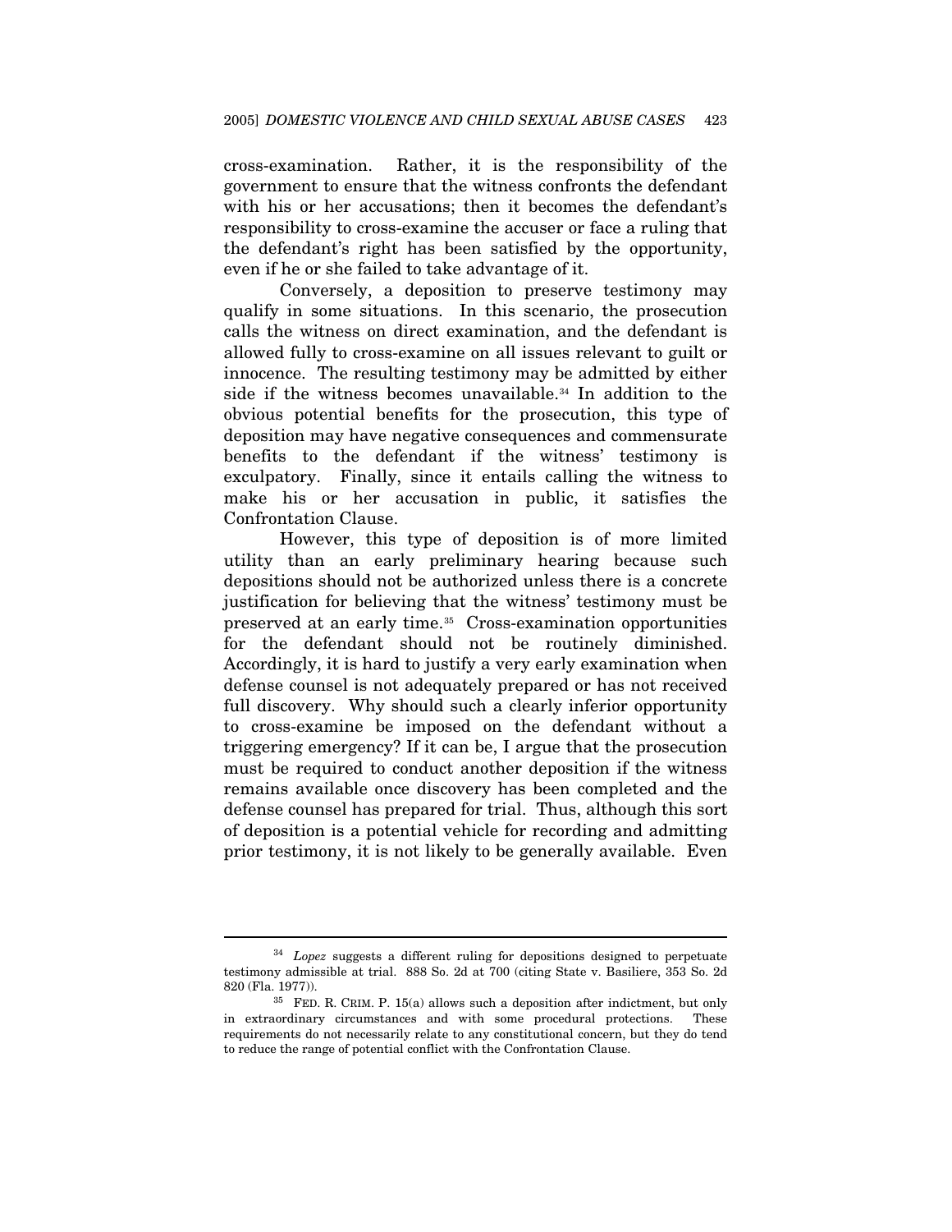cross-examination. Rather, it is the responsibility of the government to ensure that the witness confronts the defendant with his or her accusations; then it becomes the defendant's responsibility to cross-examine the accuser or face a ruling that the defendant's right has been satisfied by the opportunity, even if he or she failed to take advantage of it.

Conversely, a deposition to preserve testimony may qualify in some situations. In this scenario, the prosecution calls the witness on direct examination, and the defendant is allowed fully to cross-examine on all issues relevant to guilt or innocence. The resulting testimony may be admitted by either side if the witness becomes unavailable.[34] In addition to the obvious potential benefits for the prosecution, this type of deposition may have negative consequences and commensurate benefits to the defendant if the witness' testimony is exculpatory. Finally, since it entails calling the witness to make his or her accusation in public, it satisfies the Confrontation Clause.

However, this type of deposition is of more limited utility than an early preliminary hearing because such depositions should not be authorized unless there is a concrete justification for believing that the witness' testimony must be preserved at an early time.[35] Cross-examination opportunities for the defendant should not be routinely diminished. Accordingly, it is hard to justify a very early examination when defense counsel is not adequately prepared or has not received full discovery. Why should such a clearly inferior opportunity to cross-examine be imposed on the defendant without a triggering emergency? If it can be, I argue that the prosecution must be required to conduct another deposition if the witness remains available once discovery has been completed and the defense counsel has prepared for trial. Thus, although this sort of deposition is a potential vehicle for recording and admitting prior testimony, it is not likely to be generally available. Even

---

[34] *Lopez* suggests a different ruling for depositions designed to perpetuate testimony admissible at trial. 888 So. 2d at 700 (citing State v. Basiliere, 353 So. 2d 820 (Fla. 1977)).

[35] FED. R. CRIM. P. 15(a) allows such a deposition after indictment, but only in extraordinary circumstances and with some procedural protections. These requirements do not necessarily relate to any constitutional concern, but they do tend to reduce the range of potential conflict with the Confrontation Clause.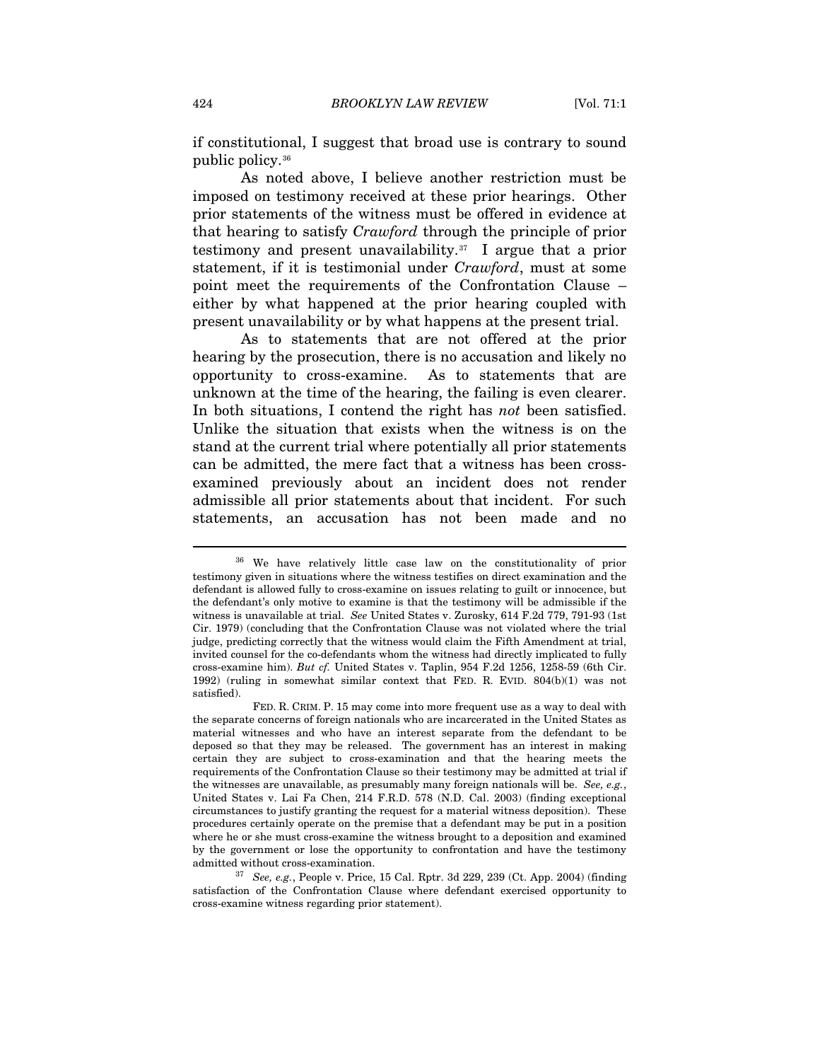if constitutional, I suggest that broad use is contrary to sound public policy.[36]

As noted above, I believe another restriction must be imposed on testimony received at these prior hearings. Other prior statements of the witness must be offered in evidence at that hearing to satisfy *Crawford* through the principle of prior testimony and present unavailability.[37] I argue that a prior statement, if it is testimonial under *Crawford*, must at some point meet the requirements of the Confrontation Clause – either by what happened at the prior hearing coupled with present unavailability or by what happens at the present trial.

As to statements that are not offered at the prior hearing by the prosecution, there is no accusation and likely no opportunity to cross-examine. As to statements that are unknown at the time of the hearing, the failing is even clearer. In both situations, I contend the right has *not* been satisfied. Unlike the situation that exists when the witness is on the stand at the current trial where potentially all prior statements can be admitted, the mere fact that a witness has been cross-examined previously about an incident does not render admissible all prior statements about that incident. For such statements, an accusation has not been made and no

---

[36] We have relatively little case law on the constitutionality of prior testimony given in situations where the witness testifies on direct examination and the defendant is allowed fully to cross-examine on issues relating to guilt or innocence, but the defendant's only motive to examine is that the testimony will be admissible if the witness is unavailable at trial. *See* United States v. Zurosky, 614 F.2d 779, 791-93 (1st Cir. 1979) (concluding that the Confrontation Clause was not violated where the trial judge, predicting correctly that the witness would claim the Fifth Amendment at trial, invited counsel for the co-defendants whom the witness had directly implicated to fully cross-examine him). *But cf.* United States v. Taplin, 954 F.2d 1256, 1258-59 (6th Cir. 1992) (ruling in somewhat similar context that FED. R. EVID. 804(b)(1) was not satisfied).

FED. R. CRIM. P. 15 may come into more frequent use as a way to deal with the separate concerns of foreign nationals who are incarcerated in the United States as material witnesses and who have an interest separate from the defendant to be deposed so that they may be released. The government has an interest in making certain they are subject to cross-examination and that the hearing meets the requirements of the Confrontation Clause so their testimony may be admitted at trial if the witnesses are unavailable, as presumably many foreign nationals will be. *See, e.g.*, United States v. Lai Fa Chen, 214 F.R.D. 578 (N.D. Cal. 2003) (finding exceptional circumstances to justify granting the request for a material witness deposition). These procedures certainly operate on the premise that a defendant may be put in a position where he or she must cross-examine the witness brought to a deposition and examined by the government or lose the opportunity to confrontation and have the testimony admitted without cross-examination.

[37] *See, e.g.*, People v. Price, 15 Cal. Rptr. 3d 229, 239 (Ct. App. 2004) (finding satisfaction of the Confrontation Clause where defendant exercised opportunity to cross-examine witness regarding prior statement).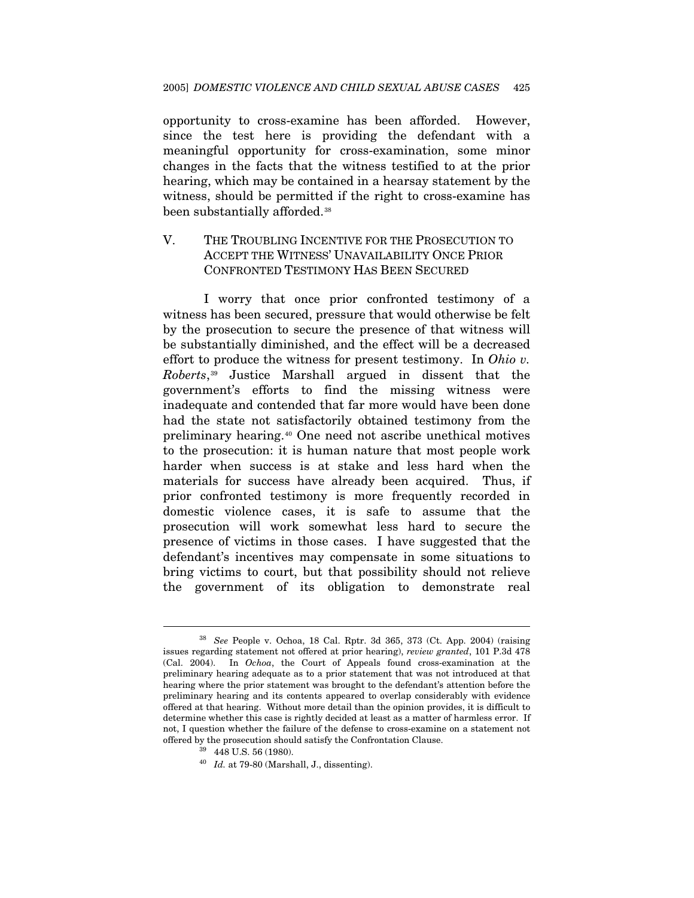opportunity to cross-examine has been afforded. However, since the test here is providing the defendant with a meaningful opportunity for cross-examination, some minor changes in the facts that the witness testified to at the prior hearing, which may be contained in a hearsay statement by the witness, should be permitted if the right to cross-examine has been substantially afforded.[38]

## V. THE TROUBLING INCENTIVE FOR THE PROSECUTION TO ACCEPT THE WITNESS' UNAVAILABILITY ONCE PRIOR CONFRONTED TESTIMONY HAS BEEN SECURED

I worry that once prior confronted testimony of a witness has been secured, pressure that would otherwise be felt by the prosecution to secure the presence of that witness will be substantially diminished, and the effect will be a decreased effort to produce the witness for present testimony. In *Ohio v. Roberts*,[39] Justice Marshall argued in dissent that the government's efforts to find the missing witness were inadequate and contended that far more would have been done had the state not satisfactorily obtained testimony from the preliminary hearing.[40] One need not ascribe unethical motives to the prosecution: it is human nature that most people work harder when success is at stake and less hard when the materials for success have already been acquired. Thus, if prior confronted testimony is more frequently recorded in domestic violence cases, it is safe to assume that the prosecution will work somewhat less hard to secure the presence of victims in those cases. I have suggested that the defendant's incentives may compensate in some situations to bring victims to court, but that possibility should not relieve the government of its obligation to demonstrate real

---

[38] *See* People v. Ochoa, 18 Cal. Rptr. 3d 365, 373 (Ct. App. 2004) (raising issues regarding statement not offered at prior hearing), *review granted*, 101 P.3d 478 (Cal. 2004). In *Ochoa*, the Court of Appeals found cross-examination at the preliminary hearing adequate as to a prior statement that was not introduced at that hearing where the prior statement was brought to the defendant's attention before the preliminary hearing and its contents appeared to overlap considerably with evidence offered at that hearing. Without more detail than the opinion provides, it is difficult to determine whether this case is rightly decided at least as a matter of harmless error. If not, I question whether the failure of the defense to cross-examine on a statement not offered by the prosecution should satisfy the Confrontation Clause.

[39] 448 U.S. 56 (1980).

[40] *Id.* at 79-80 (Marshall, J., dissenting).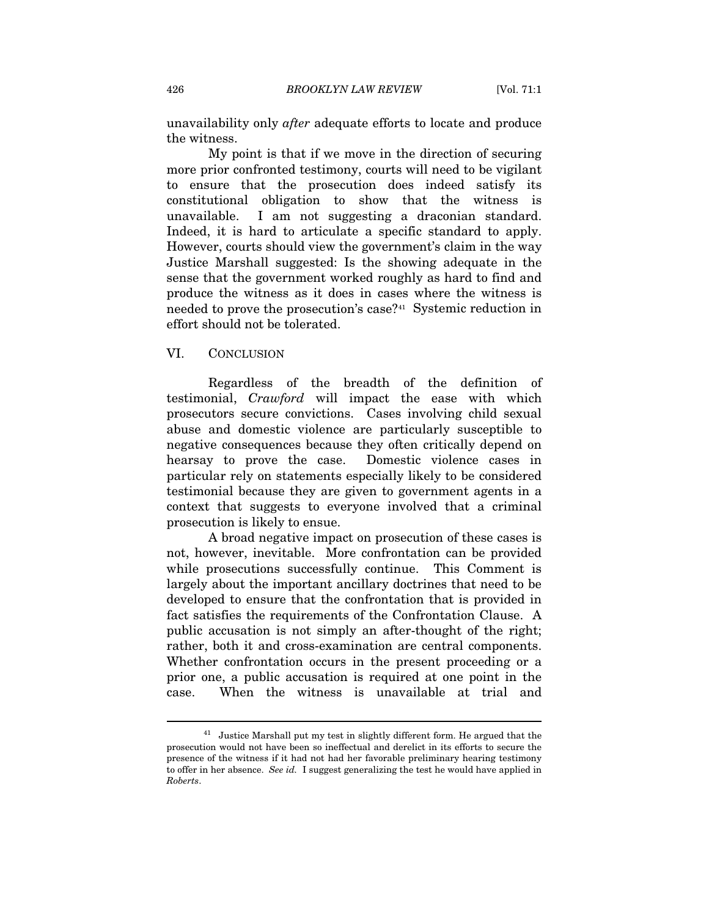unavailability only *after* adequate efforts to locate and produce the witness.

My point is that if we move in the direction of securing more prior confronted testimony, courts will need to be vigilant to ensure that the prosecution does indeed satisfy its constitutional obligation to show that the witness is unavailable. I am not suggesting a draconian standard. Indeed, it is hard to articulate a specific standard to apply. However, courts should view the government's claim in the way Justice Marshall suggested: Is the showing adequate in the sense that the government worked roughly as hard to find and produce the witness as it does in cases where the witness is needed to prove the prosecution's case?[41] Systemic reduction in effort should not be tolerated.

## VI. CONCLUSION

Regardless of the breadth of the definition of testimonial, *Crawford* will impact the ease with which prosecutors secure convictions. Cases involving child sexual abuse and domestic violence are particularly susceptible to negative consequences because they often critically depend on hearsay to prove the case. Domestic violence cases in particular rely on statements especially likely to be considered testimonial because they are given to government agents in a context that suggests to everyone involved that a criminal prosecution is likely to ensue.

A broad negative impact on prosecution of these cases is not, however, inevitable. More confrontation can be provided while prosecutions successfully continue. This Comment is largely about the important ancillary doctrines that need to be developed to ensure that the confrontation that is provided in fact satisfies the requirements of the Confrontation Clause. A public accusation is not simply an after-thought of the right; rather, both it and cross-examination are central components. Whether confrontation occurs in the present proceeding or a prior one, a public accusation is required at one point in the case. When the witness is unavailable at trial and

---

[41] Justice Marshall put my test in slightly different form. He argued that the prosecution would not have been so ineffectual and derelict in its efforts to secure the presence of the witness if it had not had her favorable preliminary hearing testimony to offer in her absence. *See id.* I suggest generalizing the test he would have applied in *Roberts*.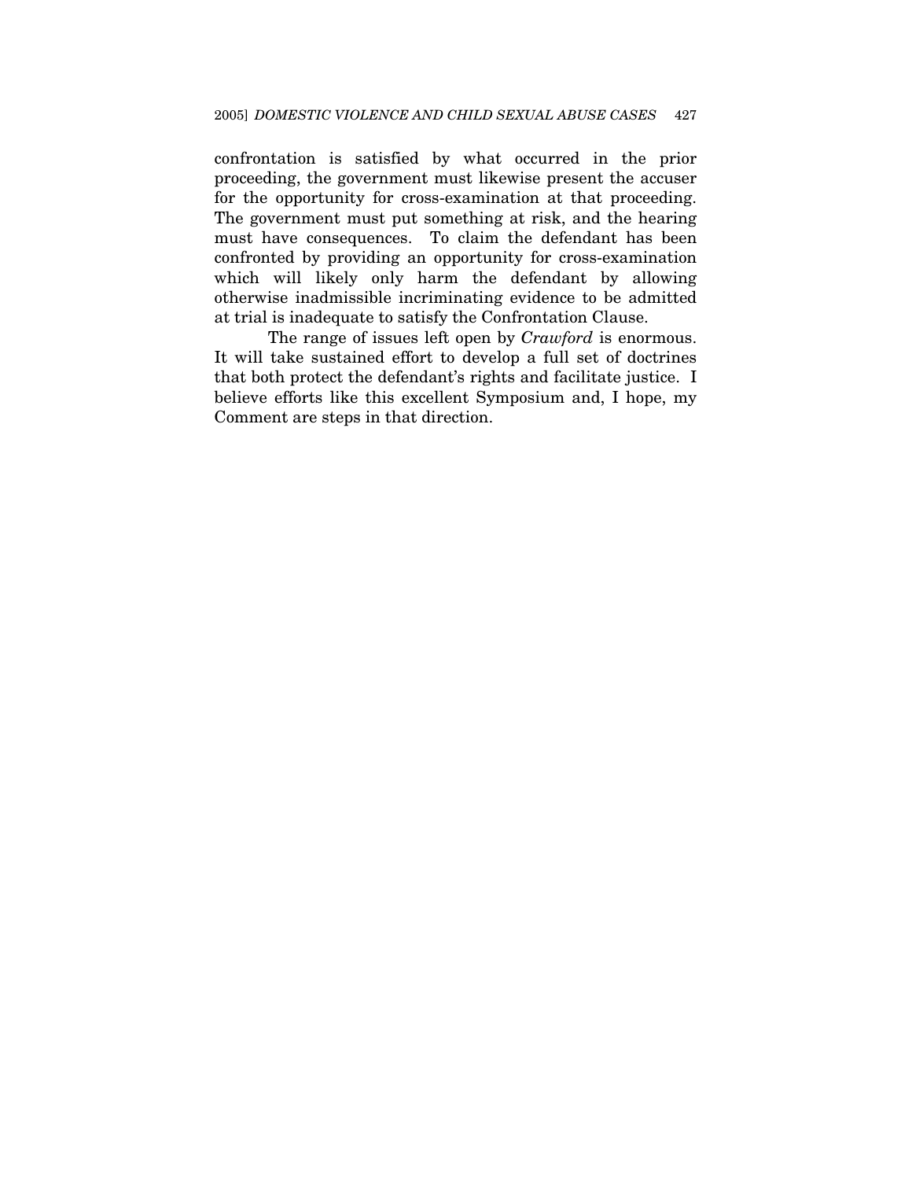confrontation is satisfied by what occurred in the prior proceeding, the government must likewise present the accuser for the opportunity for cross-examination at that proceeding. The government must put something at risk, and the hearing must have consequences. To claim the defendant has been confronted by providing an opportunity for cross-examination which will likely only harm the defendant by allowing otherwise inadmissible incriminating evidence to be admitted at trial is inadequate to satisfy the Confrontation Clause.

The range of issues left open by *Crawford* is enormous. It will take sustained effort to develop a full set of doctrines that both protect the defendant's rights and facilitate justice. I believe efforts like this excellent Symposium and, I hope, my Comment are steps in that direction.